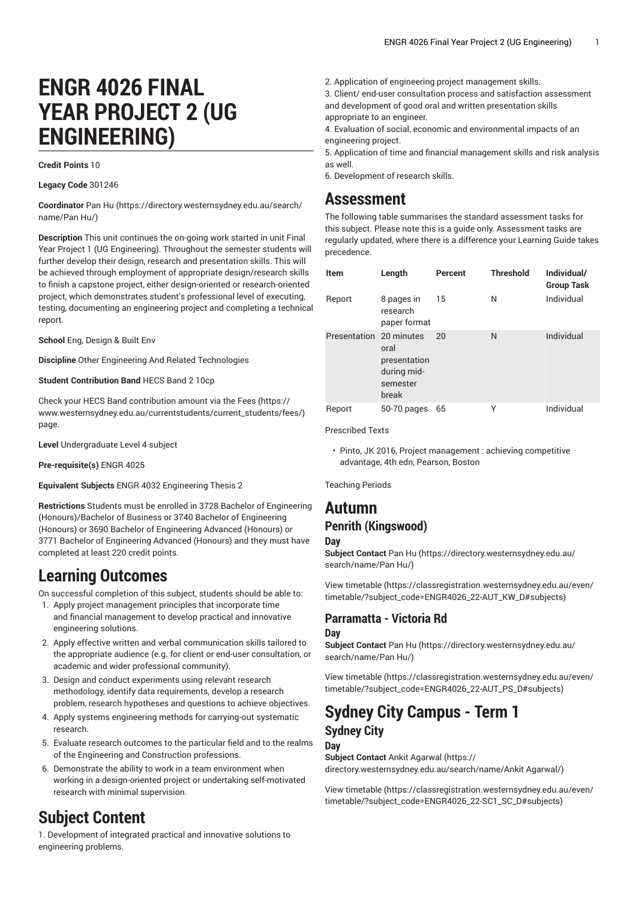# ENGR 4026 FINAL YEAR PROJECT 2 (UG ENGINEERING)

**Credit Points** 10

**Legacy Code** 301246

**Coordinator** Pan Hu (https://directory.westernsydney.edu.au/search/name/Pan Hu/)

**Description** This unit continues the on-going work started in unit Final Year Project 1 (UG Engineering). Throughout the semester students will further develop their design, research and presentation skills. This will be achieved through employment of appropriate design/research skills to finish a capstone project, either design-oriented or research-oriented project, which demonstrates student's professional level of executing, testing, documenting an engineering project and completing a technical report.

**School** Eng, Design & Built Env

**Discipline** Other Engineering And Related Technologies

**Student Contribution Band** HECS Band 2 10cp

Check your HECS Band contribution amount via the Fees (https://www.westernsydney.edu.au/currentstudents/current_students/fees/) page.

**Level** Undergraduate Level 4 subject

**Pre-requisite(s)** ENGR 4025

**Equivalent Subjects** ENGR 4032 Engineering Thesis 2

**Restrictions** Students must be enrolled in 3728 Bachelor of Engineering (Honours)/Bachelor of Business or 3740 Bachelor of Engineering (Honours) or 3690 Bachelor of Engineering Advanced (Honours) or 3771 Bachelor of Engineering Advanced (Honours) and they must have completed at least 220 credit points.

# Learning Outcomes

On successful completion of this subject, students should be able to:

1. Apply project management principles that incorporate time and financial management to develop practical and innovative engineering solutions.
2. Apply effective written and verbal communication skills tailored to the appropriate audience (e.g. for client or end-user consultation, or academic and wider professional community).
3. Design and conduct experiments using relevant research methodology, identify data requirements, develop a research problem, research hypotheses and questions to achieve objectives.
4. Apply systems engineering methods for carrying-out systematic research.
5. Evaluate research outcomes to the particular field and to the realms of the Engineering and Construction professions.
6. Demonstrate the ability to work in a team environment when working in a design-oriented project or undertaking self-motivated research with minimal supervision.

# Subject Content

1. Development of integrated practical and innovative solutions to engineering problems.
2. Application of engineering project management skills.
3. Client/ end-user consultation process and satisfaction assessment and development of good oral and written presentation skills appropriate to an engineer.
4. Evaluation of social, economic and environmental impacts of an engineering project.
5. Application of time and financial management skills and risk analysis as well.
6. Development of research skills.

# Assessment

The following table summarises the standard assessment tasks for this subject. Please note this is a guide only. Assessment tasks are regularly updated, where there is a difference your Learning Guide takes precedence.

| Item | Length | Percent | Threshold | Individual/ Group Task |
|---|---|---|---|---|
| Report | 8 pages in research paper format | 15 | N | Individual |
| Presentation | 20 minutes oral presentation during mid-semester break | 20 | N | Individual |
| Report | 50-70 pages | 65 | Y | Individual |

Prescribed Texts

- Pinto, JK 2016, Project management : achieving competitive advantage, 4th edn, Pearson, Boston

Teaching Periods

# Autumn

## Penrith (Kingswood)

### Day

**Subject Contact** Pan Hu (https://directory.westernsydney.edu.au/search/name/Pan Hu/)

View timetable (https://classregistration.westernsydney.edu.au/even/timetable/?subject_code=ENGR4026_22-AUT_KW_D#subjects)

## Parramatta - Victoria Rd

### Day

**Subject Contact** Pan Hu (https://directory.westernsydney.edu.au/search/name/Pan Hu/)

View timetable (https://classregistration.westernsydney.edu.au/even/timetable/?subject_code=ENGR4026_22-AUT_PS_D#subjects)

# Sydney City Campus - Term 1

## Sydney City

### Day

**Subject Contact** Ankit Agarwal (https://directory.westernsydney.edu.au/search/name/Ankit Agarwal/)

View timetable (https://classregistration.westernsydney.edu.au/even/timetable/?subject_code=ENGR4026_22-SC1_SC_D#subjects)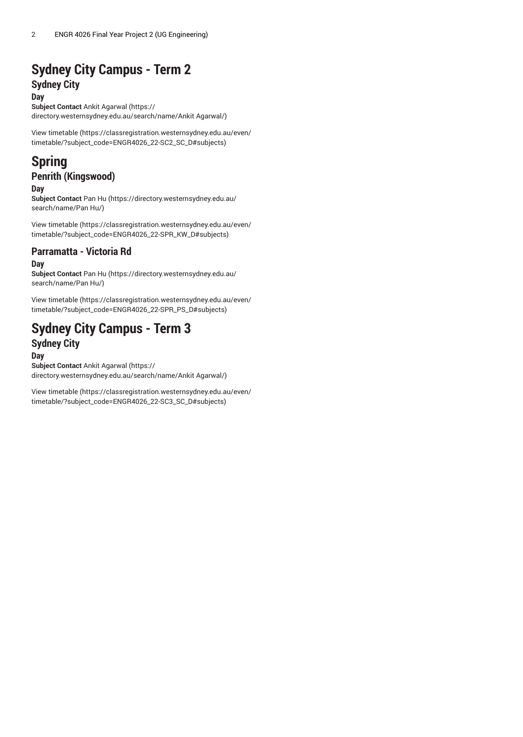# Sydney City Campus - Term 2

## Sydney City

### Day

**Subject Contact** Ankit Agarwal (https://directory.westernsydney.edu.au/search/name/Ankit Agarwal/)

View timetable (https://classregistration.westernsydney.edu.au/even/timetable/?subject_code=ENGR4026_22-SC2_SC_D#subjects)

# Spring

## Penrith (Kingswood)

### Day

**Subject Contact** Pan Hu (https://directory.westernsydney.edu.au/search/name/Pan Hu/)

View timetable (https://classregistration.westernsydney.edu.au/even/timetable/?subject_code=ENGR4026_22-SPR_KW_D#subjects)

## Parramatta - Victoria Rd

### Day

**Subject Contact** Pan Hu (https://directory.westernsydney.edu.au/search/name/Pan Hu/)

View timetable (https://classregistration.westernsydney.edu.au/even/timetable/?subject_code=ENGR4026_22-SPR_PS_D#subjects)

# Sydney City Campus - Term 3

## Sydney City

### Day

**Subject Contact** Ankit Agarwal (https://directory.westernsydney.edu.au/search/name/Ankit Agarwal/)

View timetable (https://classregistration.westernsydney.edu.au/even/timetable/?subject_code=ENGR4026_22-SC3_SC_D#subjects)